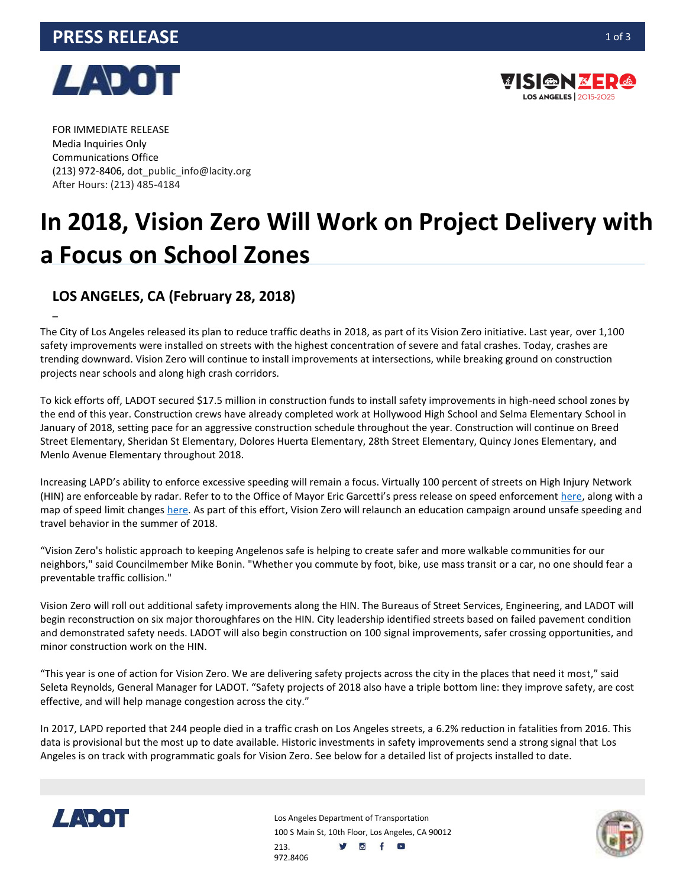# PRESS RELEASE

FOR IMMEDIATE RELEASE
Media Inquiries Only
Communications Office
(213) 972-8406, dot_public_info@lacity.org
After Hours: (213) 485-4184

# In 2018, Vision Zero Will Work on Project Delivery with a Focus on School Zones

## LOS ANGELES, CA (February 28, 2018)

–

The City of Los Angeles released its plan to reduce traffic deaths in 2018, as part of its Vision Zero initiative. Last year, over 1,100 safety improvements were installed on streets with the highest concentration of severe and fatal crashes. Today, crashes are trending downward. Vision Zero will continue to install improvements at intersections, while breaking ground on construction projects near schools and along high crash corridors.

To kick efforts off, LADOT secured $17.5 million in construction funds to install safety improvements in high-need school zones by the end of this year. Construction crews have already completed work at Hollywood High School and Selma Elementary School in January of 2018, setting pace for an aggressive construction schedule throughout the year. Construction will continue on Breed Street Elementary, Sheridan St Elementary, Dolores Huerta Elementary, 28th Street Elementary, Quincy Jones Elementary, and Menlo Avenue Elementary throughout 2018.

Increasing LAPD's ability to enforce excessive speeding will remain a focus. Virtually 100 percent of streets on High Injury Network (HIN) are enforceable by radar. Refer to to the Office of Mayor Eric Garcetti's press release on speed enforcement here, along with a map of speed limit changes here. As part of this effort, Vision Zero will relaunch an education campaign around unsafe speeding and travel behavior in the summer of 2018.

"Vision Zero's holistic approach to keeping Angelenos safe is helping to create safer and more walkable communities for our neighbors," said Councilmember Mike Bonin. "Whether you commute by foot, bike, use mass transit or a car, no one should fear a preventable traffic collision."

Vision Zero will roll out additional safety improvements along the HIN. The Bureaus of Street Services, Engineering, and LADOT will begin reconstruction on six major thoroughfares on the HIN. City leadership identified streets based on failed pavement condition and demonstrated safety needs. LADOT will also begin construction on 100 signal improvements, safer crossing opportunities, and minor construction work on the HIN.

"This year is one of action for Vision Zero. We are delivering safety projects across the city in the places that need it most," said Seleta Reynolds, General Manager for LADOT. "Safety projects of 2018 also have a triple bottom line: they improve safety, are cost effective, and will help manage congestion across the city."

In 2017, LAPD reported that 244 people died in a traffic crash on Los Angeles streets, a 6.2% reduction in fatalities from 2016. This data is provisional but the most up to date available. Historic investments in safety improvements send a strong signal that Los Angeles is on track with programmatic goals for Vision Zero. See below for a detailed list of projects installed to date.

Los Angeles Department of Transportation
100 S Main St, 10th Floor, Los Angeles, CA 90012
213. 972.8406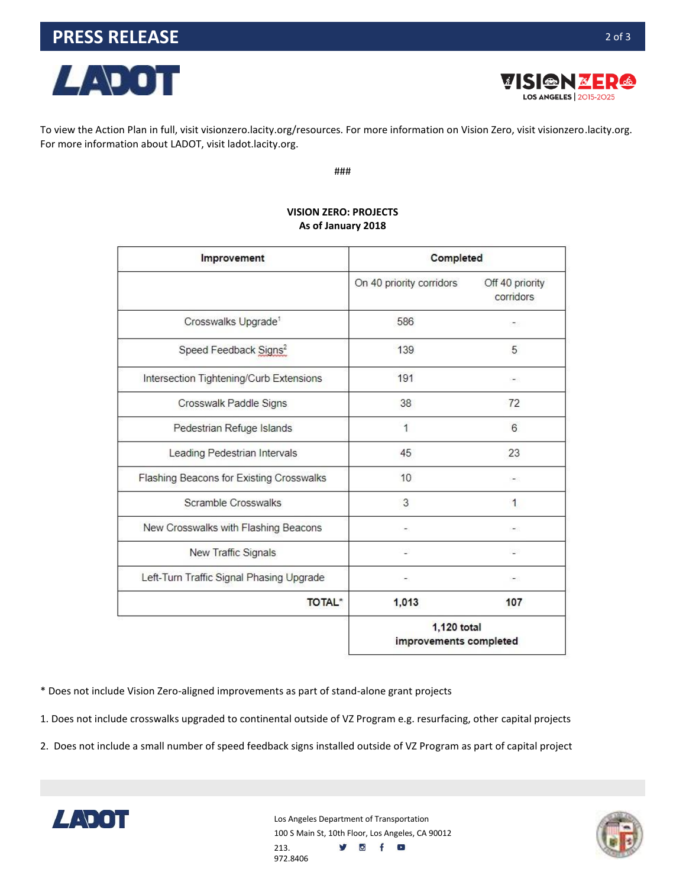To view the Action Plan in full, visit visionzero.lacity.org/resources. For more information on Vision Zero, visit visionzero.lacity.org. For more information about LADOT, visit ladot.lacity.org.

###

**VISION ZERO: PROJECTS**
**As of January 2018**

| Improvement | Completed | |
|---|---|---|
| | On 40 priority corridors | Off 40 priority corridors |
| Crosswalks Upgrade[1] | 586 | - |
| Speed Feedback Signs[2] | 139 | 5 |
| Intersection Tightening/Curb Extensions | 191 | - |
| Crosswalk Paddle Signs | 38 | 72 |
| Pedestrian Refuge Islands | 1 | 6 |
| Leading Pedestrian Intervals | 45 | 23 |
| Flashing Beacons for Existing Crosswalks | 10 | - |
| Scramble Crosswalks | 3 | 1 |
| New Crosswalks with Flashing Beacons | - | - |
| New Traffic Signals | - | - |
| Left-Turn Traffic Signal Phasing Upgrade | - | - |
| **TOTAL*** | **1,013** | **107** |
| | **1,120 total improvements completed** | |

\* Does not include Vision Zero-aligned improvements as part of stand-alone grant projects

1. Does not include crosswalks upgraded to continental outside of VZ Program e.g. resurfacing, other capital projects

2. Does not include a small number of speed feedback signs installed outside of VZ Program as part of capital project

Los Angeles Department of Transportation
100 S Main St, 10th Floor, Los Angeles, CA 90012
213. 972.8406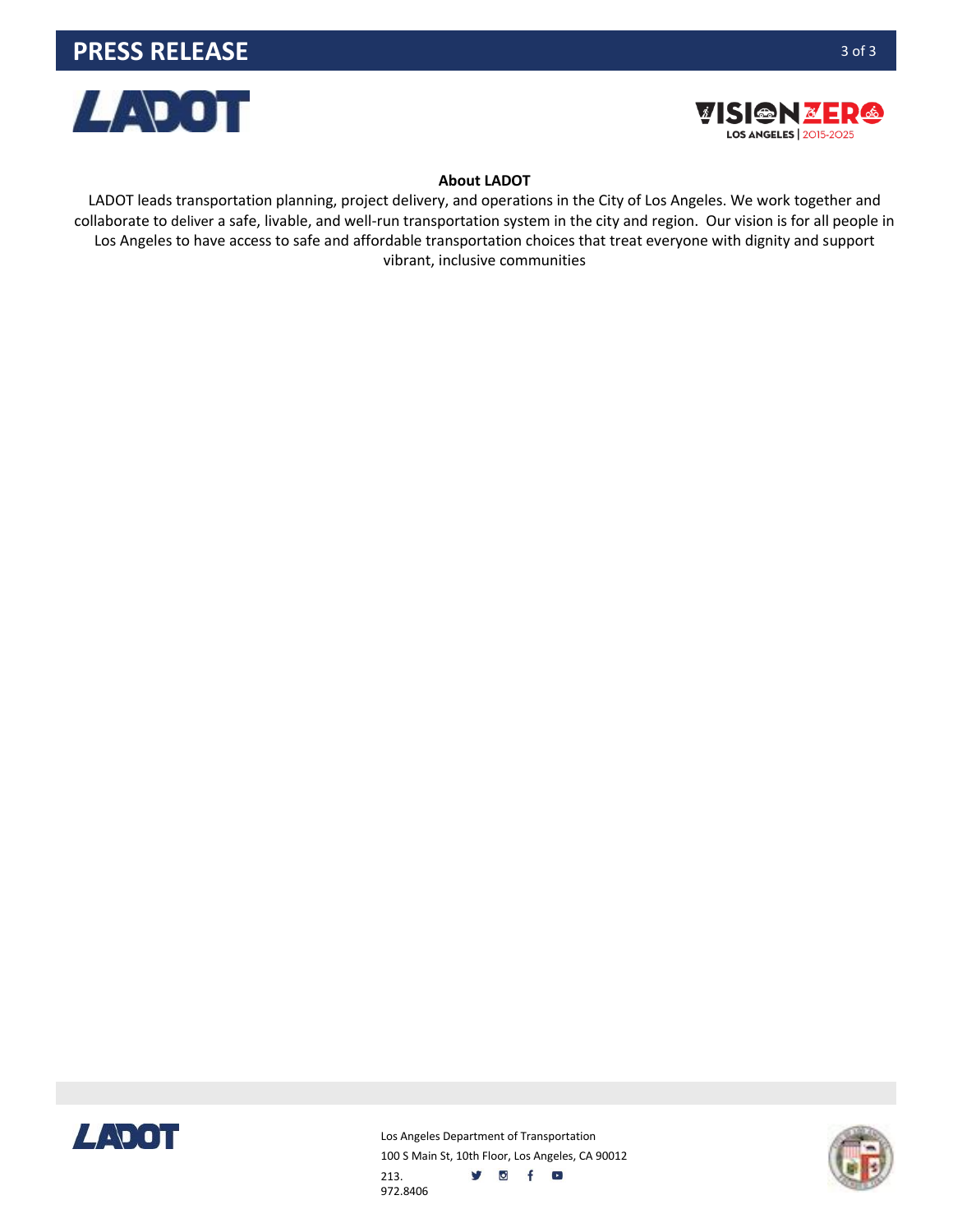**About LADOT**

LADOT leads transportation planning, project delivery, and operations in the City of Los Angeles. We work together and collaborate to deliver a safe, livable, and well-run transportation system in the city and region. Our vision is for all people in Los Angeles to have access to safe and affordable transportation choices that treat everyone with dignity and support vibrant, inclusive communities

Los Angeles Department of Transportation
100 S Main St, 10th Floor, Los Angeles, CA 90012
213.972.8406